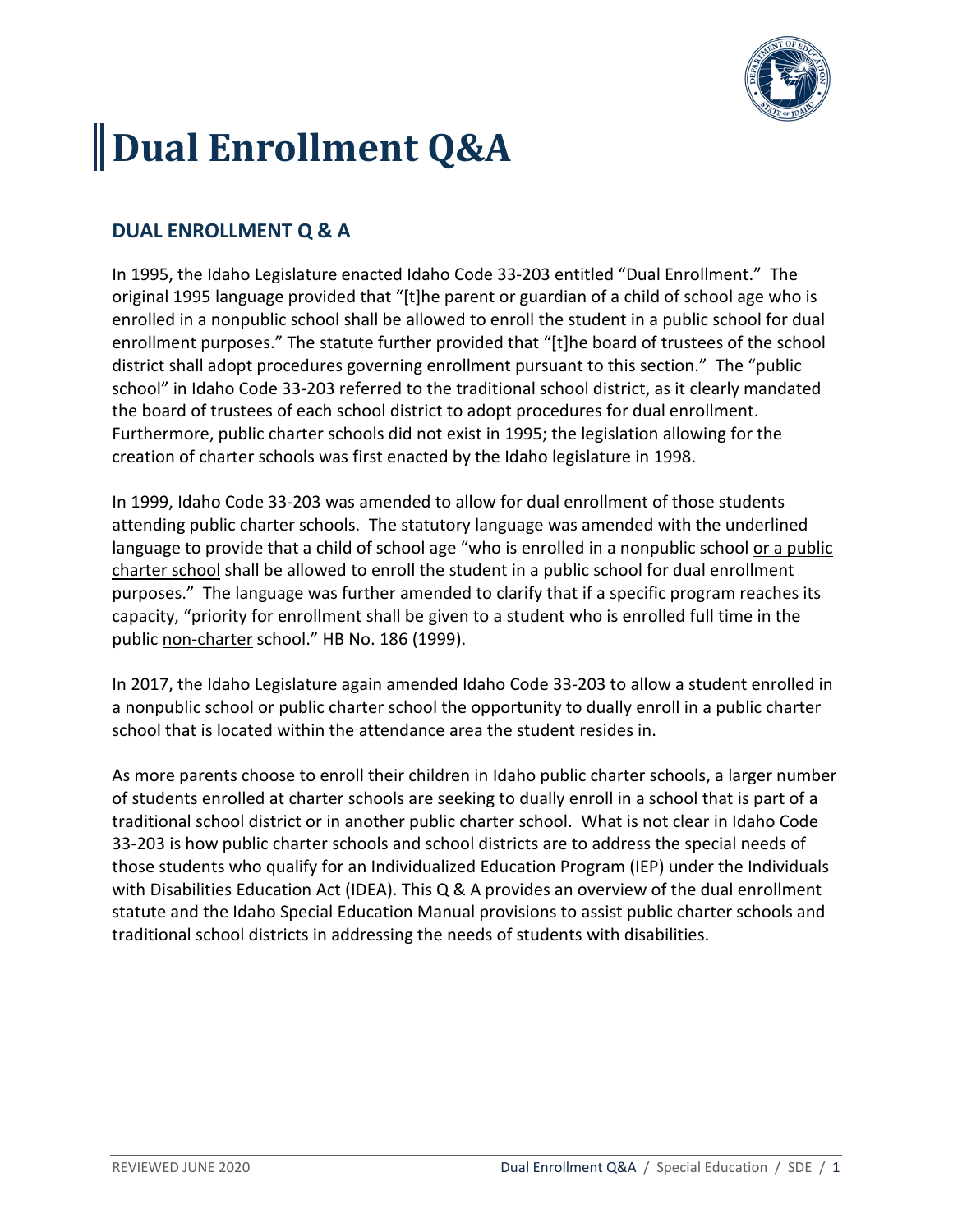# Dual Enrollment Q&A

## DUAL ENROLLMENT Q & A

In 1995, the Idaho Legislature enacted Idaho Code 33-203 entitled "Dual Enrollment." The original 1995 language provided that "[t]he parent or guardian of a child of school age who is enrolled in a nonpublic school shall be allowed to enroll the student in a public school for dual enrollment purposes." The statute further provided that "[t]he board of trustees of the school district shall adopt procedures governing enrollment pursuant to this section." The "public school" in Idaho Code 33-203 referred to the traditional school district, as it clearly mandated the board of trustees of each school district to adopt procedures for dual enrollment. Furthermore, public charter schools did not exist in 1995; the legislation allowing for the creation of charter schools was first enacted by the Idaho legislature in 1998.

In 1999, Idaho Code 33-203 was amended to allow for dual enrollment of those students attending public charter schools. The statutory language was amended with the underlined language to provide that a child of school age "who is enrolled in a nonpublic school <u>or a public charter school</u> shall be allowed to enroll the student in a public school for dual enrollment purposes." The language was further amended to clarify that if a specific program reaches its capacity, "priority for enrollment shall be given to a student who is enrolled full time in the public <u>non-charter</u> school." HB No. 186 (1999).

In 2017, the Idaho Legislature again amended Idaho Code 33-203 to allow a student enrolled in a nonpublic school or public charter school the opportunity to dually enroll in a public charter school that is located within the attendance area the student resides in.

As more parents choose to enroll their children in Idaho public charter schools, a larger number of students enrolled at charter schools are seeking to dually enroll in a school that is part of a traditional school district or in another public charter school. What is not clear in Idaho Code 33-203 is how public charter schools and school districts are to address the special needs of those students who qualify for an Individualized Education Program (IEP) under the Individuals with Disabilities Education Act (IDEA). This Q & A provides an overview of the dual enrollment statute and the Idaho Special Education Manual provisions to assist public charter schools and traditional school districts in addressing the needs of students with disabilities.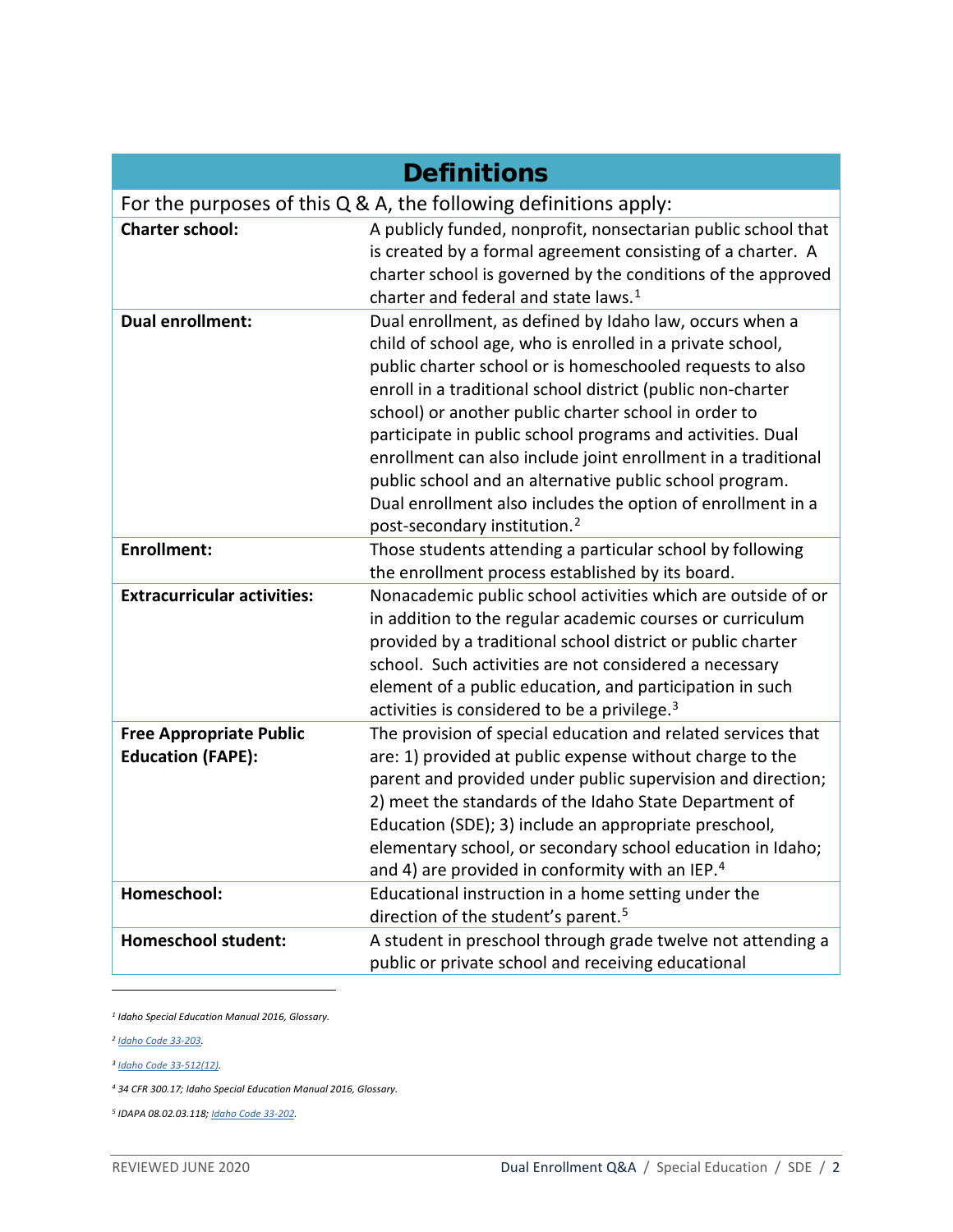## Definitions

For the purposes of this Q & A, the following definitions apply:

| Term | Definition |
| --- | --- |
| **Charter school:** | A publicly funded, nonprofit, nonsectarian public school that is created by a formal agreement consisting of a charter. A charter school is governed by the conditions of the approved charter and federal and state laws.[1] |
| **Dual enrollment:** | Dual enrollment, as defined by Idaho law, occurs when a child of school age, who is enrolled in a private school, public charter school or is homeschooled requests to also enroll in a traditional school district (public non-charter school) or another public charter school in order to participate in public school programs and activities. Dual enrollment can also include joint enrollment in a traditional public school and an alternative public school program. Dual enrollment also includes the option of enrollment in a post-secondary institution.[2] |
| **Enrollment:** | Those students attending a particular school by following the enrollment process established by its board. |
| **Extracurricular activities:** | Nonacademic public school activities which are outside of or in addition to the regular academic courses or curriculum provided by a traditional school district or public charter school. Such activities are not considered a necessary element of a public education, and participation in such activities is considered to be a privilege.[3] |
| **Free Appropriate Public Education (FAPE):** | The provision of special education and related services that are: 1) provided at public expense without charge to the parent and provided under public supervision and direction; 2) meet the standards of the Idaho State Department of Education (SDE); 3) include an appropriate preschool, elementary school, or secondary school education in Idaho; and 4) are provided in conformity with an IEP.[4] |
| **Homeschool:** | Educational instruction in a home setting under the direction of the student's parent.[5] |
| **Homeschool student:** | A student in preschool through grade twelve not attending a public or private school and receiving educational |

---

*[1] Idaho Special Education Manual 2016, Glossary.*

*[2] Idaho Code 33-203.*

*[3] Idaho Code 33-512(12).*

*[4] 34 CFR 300.17; Idaho Special Education Manual 2016, Glossary.*

*[5] IDAPA 08.02.03.118; Idaho Code 33-202.*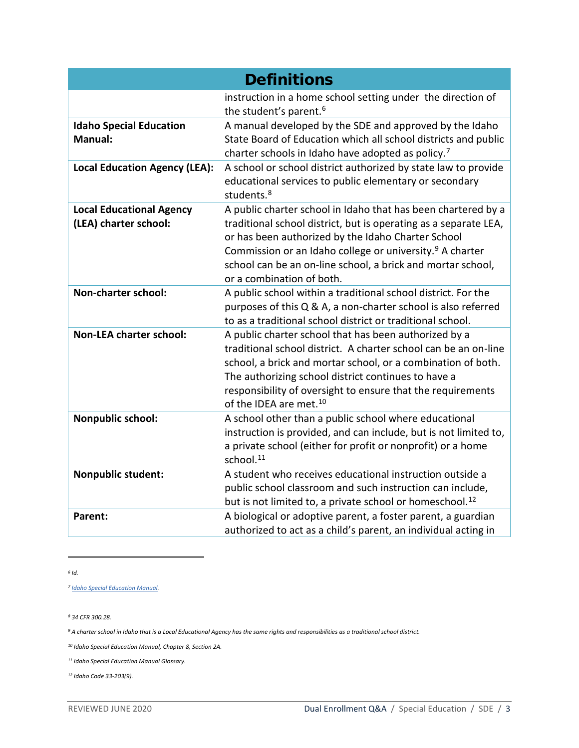| Definitions | |
|---|---|
| | instruction in a home school setting under the direction of the student's parent.[6] |
| **Idaho Special Education Manual:** | A manual developed by the SDE and approved by the Idaho State Board of Education which all school districts and public charter schools in Idaho have adopted as policy.[7] |
| **Local Education Agency (LEA):** | A school or school district authorized by state law to provide educational services to public elementary or secondary students.[8] |
| **Local Educational Agency (LEA) charter school:** | A public charter school in Idaho that has been chartered by a traditional school district, but is operating as a separate LEA, or has been authorized by the Idaho Charter School Commission or an Idaho college or university.[9] A charter school can be an on-line school, a brick and mortar school, or a combination of both. |
| **Non-charter school:** | A public school within a traditional school district. For the purposes of this Q & A, a non-charter school is also referred to as a traditional school district or traditional school. |
| **Non-LEA charter school:** | A public charter school that has been authorized by a traditional school district. A charter school can be an on-line school, a brick and mortar school, or a combination of both. The authorizing school district continues to have a responsibility of oversight to ensure that the requirements of the IDEA are met.[10] |
| **Nonpublic school:** | A school other than a public school where educational instruction is provided, and can include, but is not limited to, a private school (either for profit or nonprofit) or a home school.[11] |
| **Nonpublic student:** | A student who receives educational instruction outside a public school classroom and such instruction can include, but is not limited to, a private school or homeschool.[12] |
| **Parent:** | A biological or adoptive parent, a foster parent, a guardian authorized to act as a child's parent, an individual acting in |

---

*[6] Id.*

*[7] Idaho Special Education Manual.*

*[8] 34 CFR 300.28.*

*[9] A charter school in Idaho that is a Local Educational Agency has the same rights and responsibilities as a traditional school district.*

*[10] Idaho Special Education Manual, Chapter 8, Section 2A.*

*[11] Idaho Special Education Manual Glossary.*

*[12] Idaho Code 33-203(9).*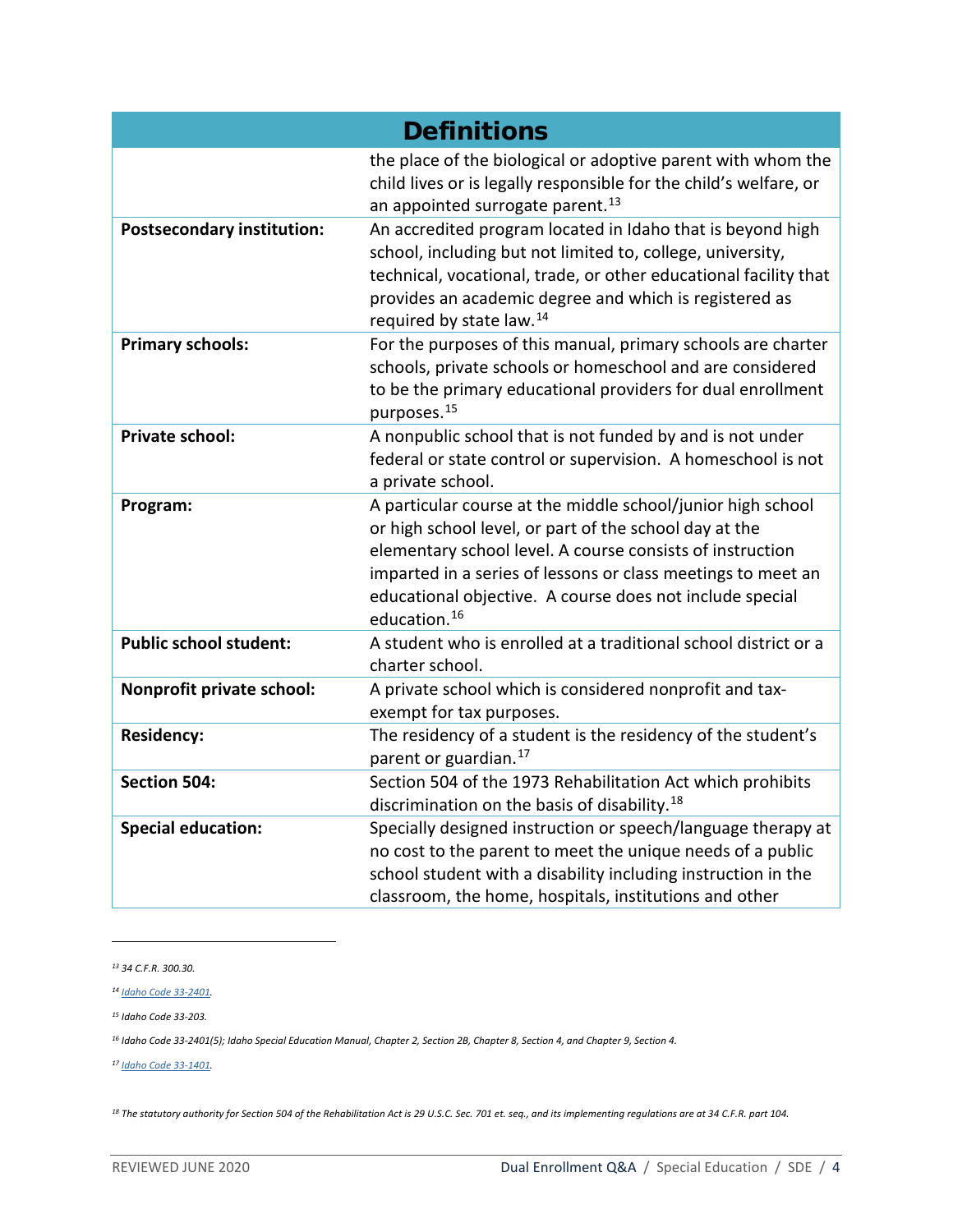| Definitions | |
|---|---|
| | the place of the biological or adoptive parent with whom the child lives or is legally responsible for the child's welfare, or an appointed surrogate parent.[13] |
| **Postsecondary institution:** | An accredited program located in Idaho that is beyond high school, including but not limited to, college, university, technical, vocational, trade, or other educational facility that provides an academic degree and which is registered as required by state law.[14] |
| **Primary schools:** | For the purposes of this manual, primary schools are charter schools, private schools or homeschool and are considered to be the primary educational providers for dual enrollment purposes.[15] |
| **Private school:** | A nonpublic school that is not funded by and is not under federal or state control or supervision. A homeschool is not a private school. |
| **Program:** | A particular course at the middle school/junior high school or high school level, or part of the school day at the elementary school level. A course consists of instruction imparted in a series of lessons or class meetings to meet an educational objective. A course does not include special education.[16] |
| **Public school student:** | A student who is enrolled at a traditional school district or a charter school. |
| **Nonprofit private school:** | A private school which is considered nonprofit and tax-exempt for tax purposes. |
| **Residency:** | The residency of a student is the residency of the student's parent or guardian.[17] |
| **Section 504:** | Section 504 of the 1973 Rehabilitation Act which prohibits discrimination on the basis of disability.[18] |
| **Special education:** | Specially designed instruction or speech/language therapy at no cost to the parent to meet the unique needs of a public school student with a disability including instruction in the classroom, the home, hospitals, institutions and other |

---

*[13] 34 C.F.R. 300.30.*

*[14] [Idaho Code 33-2401](Idaho Code 33-2401).*

*[15] Idaho Code 33-203.*

*[16] Idaho Code 33-2401(5); Idaho Special Education Manual, Chapter 2, Section 2B, Chapter 8, Section 4, and Chapter 9, Section 4.*

*[17] [Idaho Code 33-1401](Idaho Code 33-1401).*

*[18] The statutory authority for Section 504 of the Rehabilitation Act is 29 U.S.C. Sec. 701 et. seq., and its implementing regulations are at 34 C.F.R. part 104.*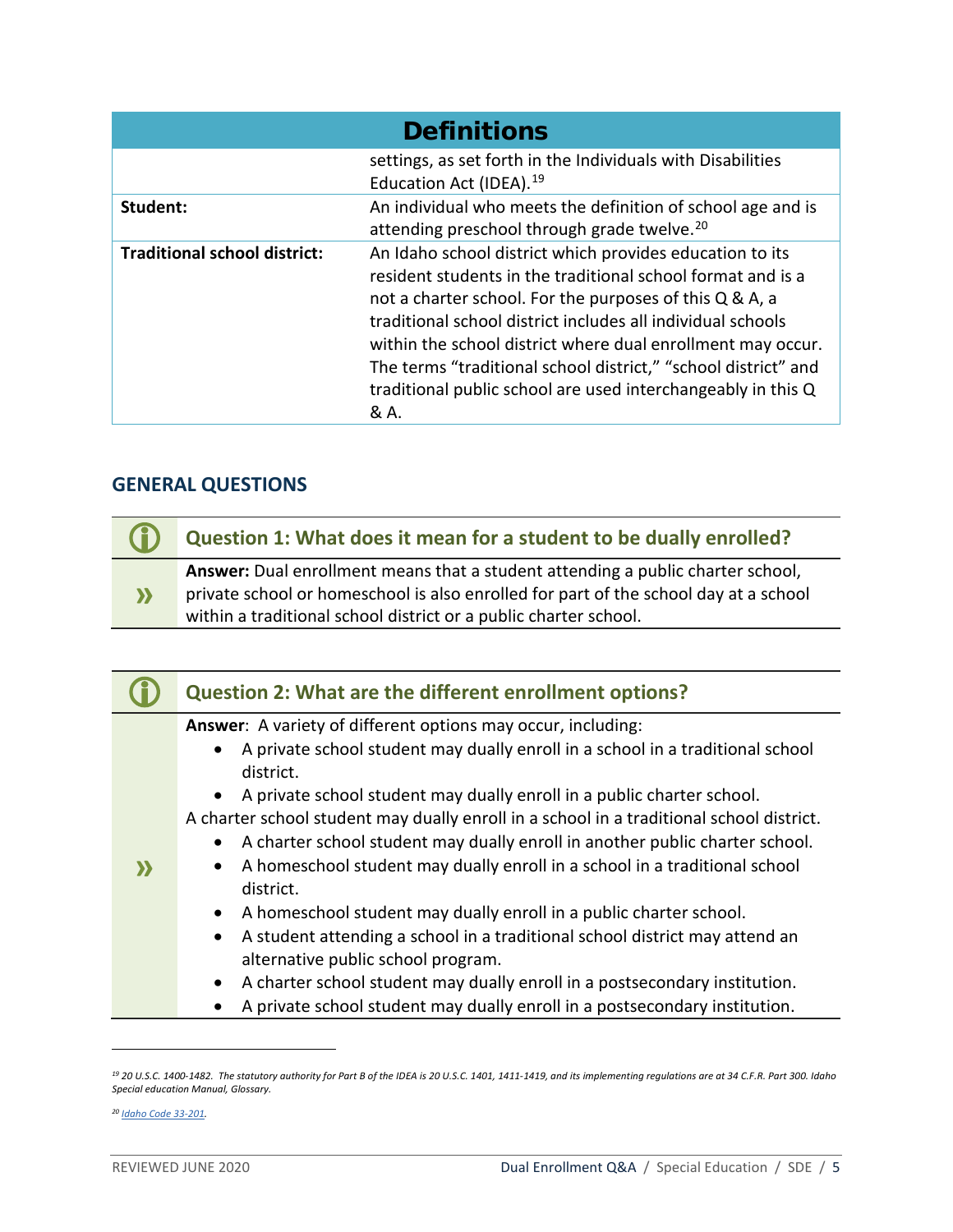| Definitions | |
|---|---|
| | settings, as set forth in the Individuals with Disabilities Education Act (IDEA).[19] |
| **Student:** | An individual who meets the definition of school age and is attending preschool through grade twelve.[20] |
| **Traditional school district:** | An Idaho school district which provides education to its resident students in the traditional school format and is a not a charter school. For the purposes of this Q & A, a traditional school district includes all individual schools within the school district where dual enrollment may occur. The terms "traditional school district," "school district" and traditional public school are used interchangeably in this Q & A. |

## GENERAL QUESTIONS

### Question 1: What does it mean for a student to be dually enrolled?

**Answer:** Dual enrollment means that a student attending a public charter school, private school or homeschool is also enrolled for part of the school day at a school within a traditional school district or a public charter school.

### Question 2: What are the different enrollment options?

**Answer**: A variety of different options may occur, including:

- A private school student may dually enroll in a school in a traditional school district.
- A private school student may dually enroll in a public charter school.

A charter school student may dually enroll in a school in a traditional school district.

- A charter school student may dually enroll in another public charter school.
- A homeschool student may dually enroll in a school in a traditional school district.
- A homeschool student may dually enroll in a public charter school.
- A student attending a school in a traditional school district may attend an alternative public school program.
- A charter school student may dually enroll in a postsecondary institution.
- A private school student may dually enroll in a postsecondary institution.

---

*[19] 20 U.S.C. 1400-1482. The statutory authority for Part B of the IDEA is 20 U.S.C. 1401, 1411-1419, and its implementing regulations are at 34 C.F.R. Part 300. Idaho Special education Manual, Glossary.*

*[20] Idaho Code 33-201.*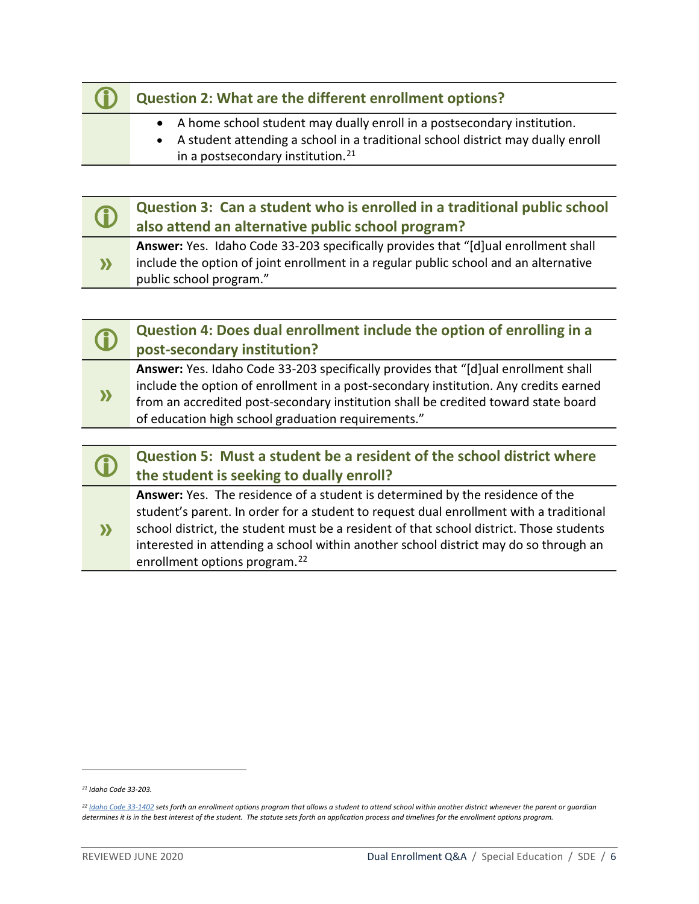### Question 2: What are the different enrollment options?

- A home school student may dually enroll in a postsecondary institution.
- A student attending a school in a traditional school district may dually enroll in a postsecondary institution.[21]

### Question 3: Can a student who is enrolled in a traditional public school also attend an alternative public school program?

**Answer:** Yes. Idaho Code 33-203 specifically provides that "[d]ual enrollment shall include the option of joint enrollment in a regular public school and an alternative public school program."

### Question 4: Does dual enrollment include the option of enrolling in a post-secondary institution?

**Answer:** Yes. Idaho Code 33-203 specifically provides that "[d]ual enrollment shall include the option of enrollment in a post-secondary institution. Any credits earned from an accredited post-secondary institution shall be credited toward state board of education high school graduation requirements."

### Question 5: Must a student be a resident of the school district where the student is seeking to dually enroll?

**Answer:** Yes. The residence of a student is determined by the residence of the student's parent. In order for a student to request dual enrollment with a traditional school district, the student must be a resident of that school district. Those students interested in attending a school within another school district may do so through an enrollment options program.[22]

---

[21] *Idaho Code 33-203.*

[22] *[Idaho Code 33-1402](#) sets forth an enrollment options program that allows a student to attend school within another district whenever the parent or guardian determines it is in the best interest of the student. The statute sets forth an application process and timelines for the enrollment options program.*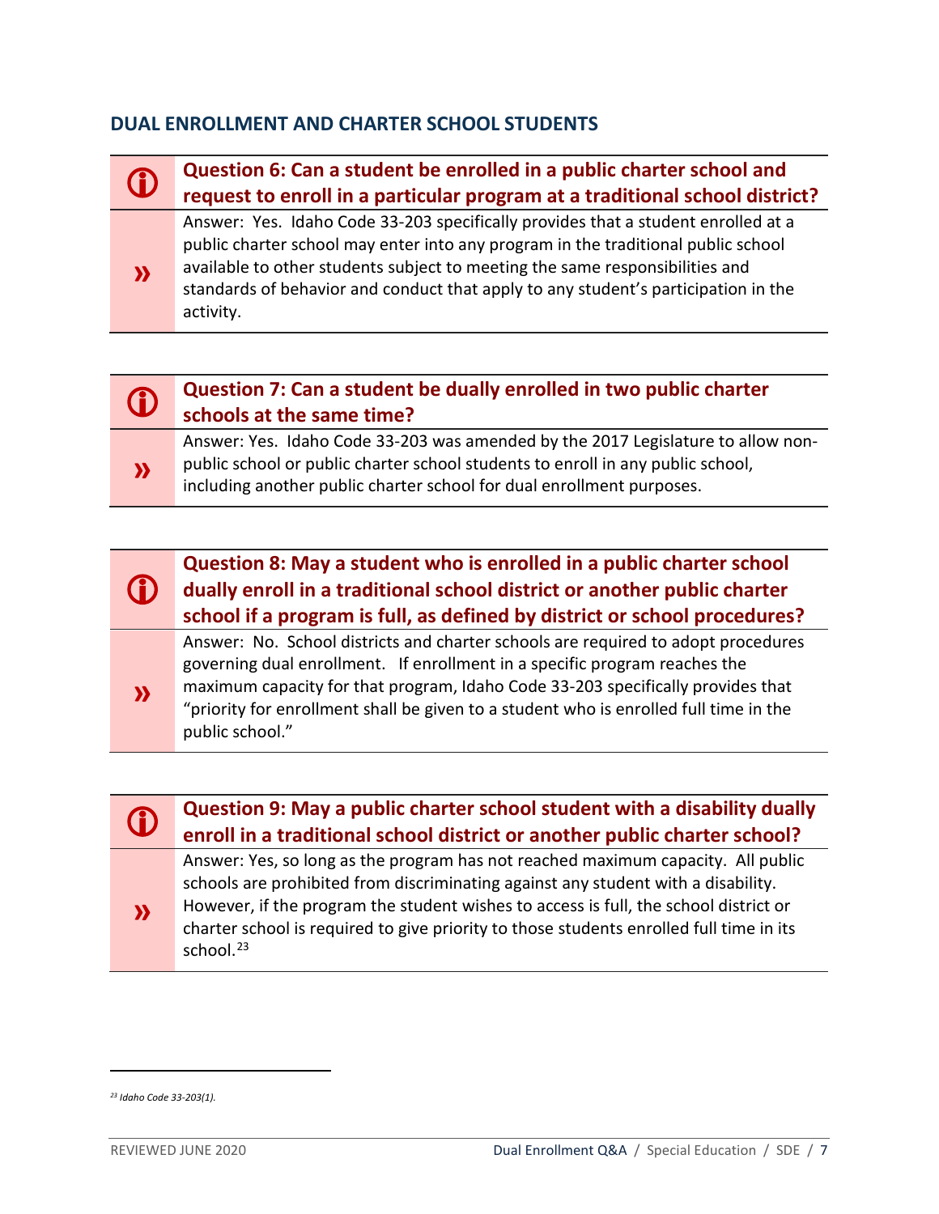## DUAL ENROLLMENT AND CHARTER SCHOOL STUDENTS

### Question 6: Can a student be enrolled in a public charter school and request to enroll in a particular program at a traditional school district?

Answer: Yes. Idaho Code 33-203 specifically provides that a student enrolled at a public charter school may enter into any program in the traditional public school available to other students subject to meeting the same responsibilities and standards of behavior and conduct that apply to any student's participation in the activity.

### Question 7: Can a student be dually enrolled in two public charter schools at the same time?

Answer: Yes. Idaho Code 33-203 was amended by the 2017 Legislature to allow non-public school or public charter school students to enroll in any public school, including another public charter school for dual enrollment purposes.

### Question 8: May a student who is enrolled in a public charter school dually enroll in a traditional school district or another public charter school if a program is full, as defined by district or school procedures?

Answer: No. School districts and charter schools are required to adopt procedures governing dual enrollment. If enrollment in a specific program reaches the maximum capacity for that program, Idaho Code 33-203 specifically provides that "priority for enrollment shall be given to a student who is enrolled full time in the public school."

### Question 9: May a public charter school student with a disability dually enroll in a traditional school district or another public charter school?

Answer: Yes, so long as the program has not reached maximum capacity. All public schools are prohibited from discriminating against any student with a disability. However, if the program the student wishes to access is full, the school district or charter school is required to give priority to those students enrolled full time in its school.[23]

---

[23] *Idaho Code 33-203(1).*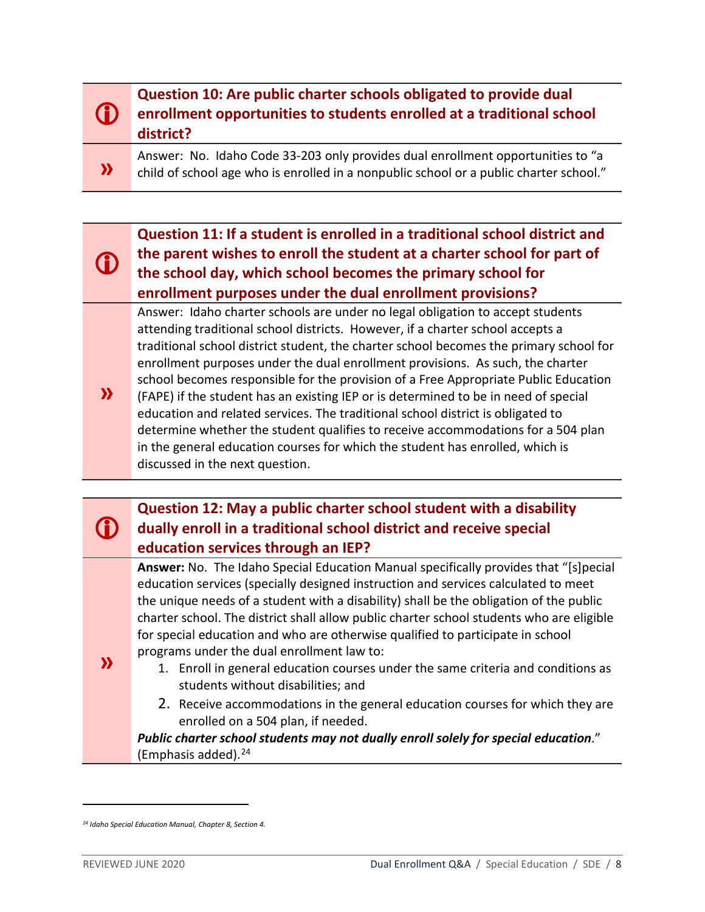### Question 10: Are public charter schools obligated to provide dual enrollment opportunities to students enrolled at a traditional school district?

Answer: No. Idaho Code 33-203 only provides dual enrollment opportunities to "a child of school age who is enrolled in a nonpublic school or a public charter school."

### Question 11: If a student is enrolled in a traditional school district and the parent wishes to enroll the student at a charter school for part of the school day, which school becomes the primary school for enrollment purposes under the dual enrollment provisions?

Answer: Idaho charter schools are under no legal obligation to accept students attending traditional school districts. However, if a charter school accepts a traditional school district student, the charter school becomes the primary school for enrollment purposes under the dual enrollment provisions. As such, the charter school becomes responsible for the provision of a Free Appropriate Public Education (FAPE) if the student has an existing IEP or is determined to be in need of special education and related services. The traditional school district is obligated to determine whether the student qualifies to receive accommodations for a 504 plan in the general education courses for which the student has enrolled, which is discussed in the next question.

### Question 12: May a public charter school student with a disability dually enroll in a traditional school district and receive special education services through an IEP?

**Answer:** No. The Idaho Special Education Manual specifically provides that "[s]pecial education services (specially designed instruction and services calculated to meet the unique needs of a student with a disability) shall be the obligation of the public charter school. The district shall allow public charter school students who are eligible for special education and who are otherwise qualified to participate in school programs under the dual enrollment law to:

1. Enroll in general education courses under the same criteria and conditions as students without disabilities; and
2. Receive accommodations in the general education courses for which they are enrolled on a 504 plan, if needed.

***Public charter school students may not dually enroll solely for special education***." (Emphasis added).[24]

---

[24] *Idaho Special Education Manual, Chapter 8, Section 4.*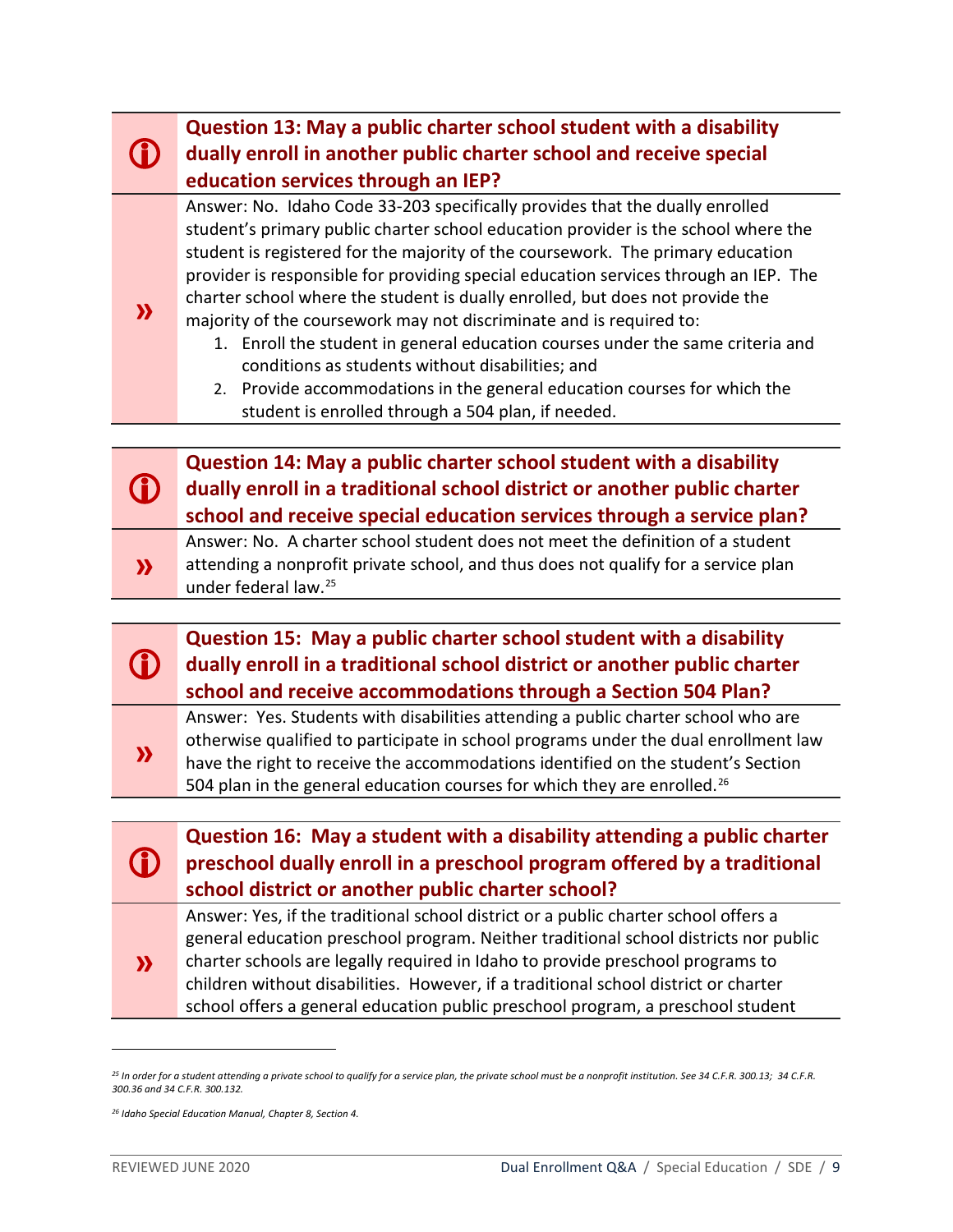### Question 13: May a public charter school student with a disability dually enroll in another public charter school and receive special education services through an IEP?

Answer: No. Idaho Code 33-203 specifically provides that the dually enrolled student's primary public charter school education provider is the school where the student is registered for the majority of the coursework. The primary education provider is responsible for providing special education services through an IEP. The charter school where the student is dually enrolled, but does not provide the majority of the coursework may not discriminate and is required to:

1. Enroll the student in general education courses under the same criteria and conditions as students without disabilities; and
2. Provide accommodations in the general education courses for which the student is enrolled through a 504 plan, if needed.

### Question 14: May a public charter school student with a disability dually enroll in a traditional school district or another public charter school and receive special education services through a service plan?

Answer: No. A charter school student does not meet the definition of a student attending a nonprofit private school, and thus does not qualify for a service plan under federal law.[25]

### Question 15: May a public charter school student with a disability dually enroll in a traditional school district or another public charter school and receive accommodations through a Section 504 Plan?

Answer: Yes. Students with disabilities attending a public charter school who are otherwise qualified to participate in school programs under the dual enrollment law have the right to receive the accommodations identified on the student's Section 504 plan in the general education courses for which they are enrolled.[26]

### Question 16: May a student with a disability attending a public charter preschool dually enroll in a preschool program offered by a traditional school district or another public charter school?

Answer: Yes, if the traditional school district or a public charter school offers a general education preschool program. Neither traditional school districts nor public charter schools are legally required in Idaho to provide preschool programs to children without disabilities. However, if a traditional school district or charter school offers a general education public preschool program, a preschool student

---

*[25] In order for a student attending a private school to qualify for a service plan, the private school must be a nonprofit institution. See 34 C.F.R. 300.13; 34 C.F.R. 300.36 and 34 C.F.R. 300.132.*

*[26] Idaho Special Education Manual, Chapter 8, Section 4.*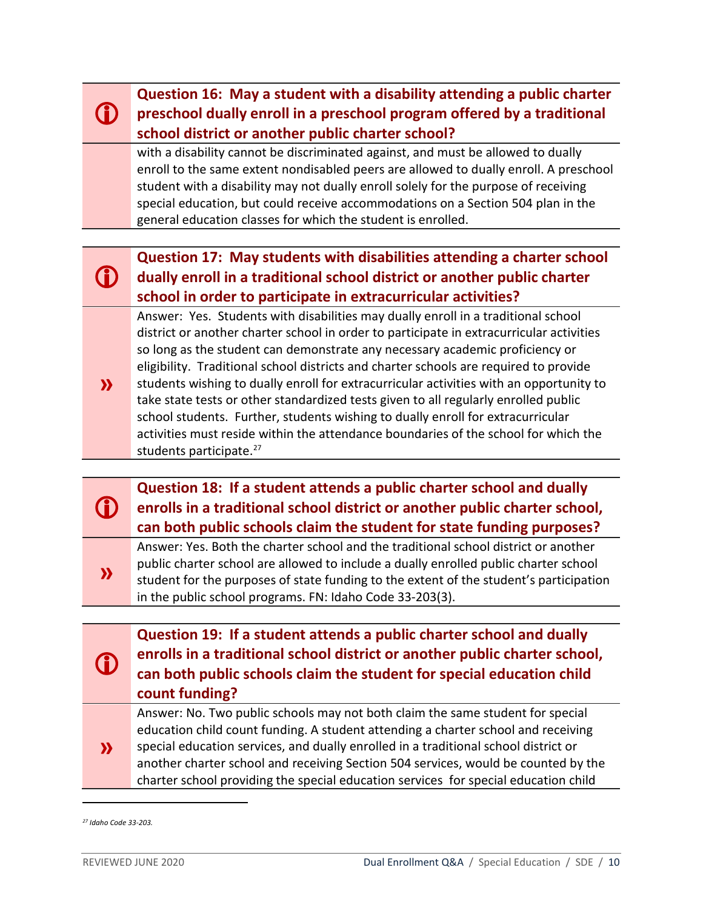**Question 16: May a student with a disability attending a public charter preschool dually enroll in a preschool program offered by a traditional school district or another public charter school?**

with a disability cannot be discriminated against, and must be allowed to dually enroll to the same extent nondisabled peers are allowed to dually enroll. A preschool student with a disability may not dually enroll solely for the purpose of receiving special education, but could receive accommodations on a Section 504 plan in the general education classes for which the student is enrolled.

**Question 17: May students with disabilities attending a charter school dually enroll in a traditional school district or another public charter school in order to participate in extracurricular activities?**

Answer: Yes. Students with disabilities may dually enroll in a traditional school district or another charter school in order to participate in extracurricular activities so long as the student can demonstrate any necessary academic proficiency or eligibility. Traditional school districts and charter schools are required to provide students wishing to dually enroll for extracurricular activities with an opportunity to take state tests or other standardized tests given to all regularly enrolled public school students. Further, students wishing to dually enroll for extracurricular activities must reside within the attendance boundaries of the school for which the students participate.[27]

**Question 18: If a student attends a public charter school and dually enrolls in a traditional school district or another public charter school, can both public schools claim the student for state funding purposes?**

Answer: Yes. Both the charter school and the traditional school district or another public charter school are allowed to include a dually enrolled public charter school student for the purposes of state funding to the extent of the student's participation in the public school programs. FN: Idaho Code 33-203(3).

**Question 19: If a student attends a public charter school and dually enrolls in a traditional school district or another public charter school, can both public schools claim the student for special education child count funding?**

Answer: No. Two public schools may not both claim the same student for special education child count funding. A student attending a charter school and receiving special education services, and dually enrolled in a traditional school district or another charter school and receiving Section 504 services, would be counted by the charter school providing the special education services for special education child

---

[27] *Idaho Code 33-203.*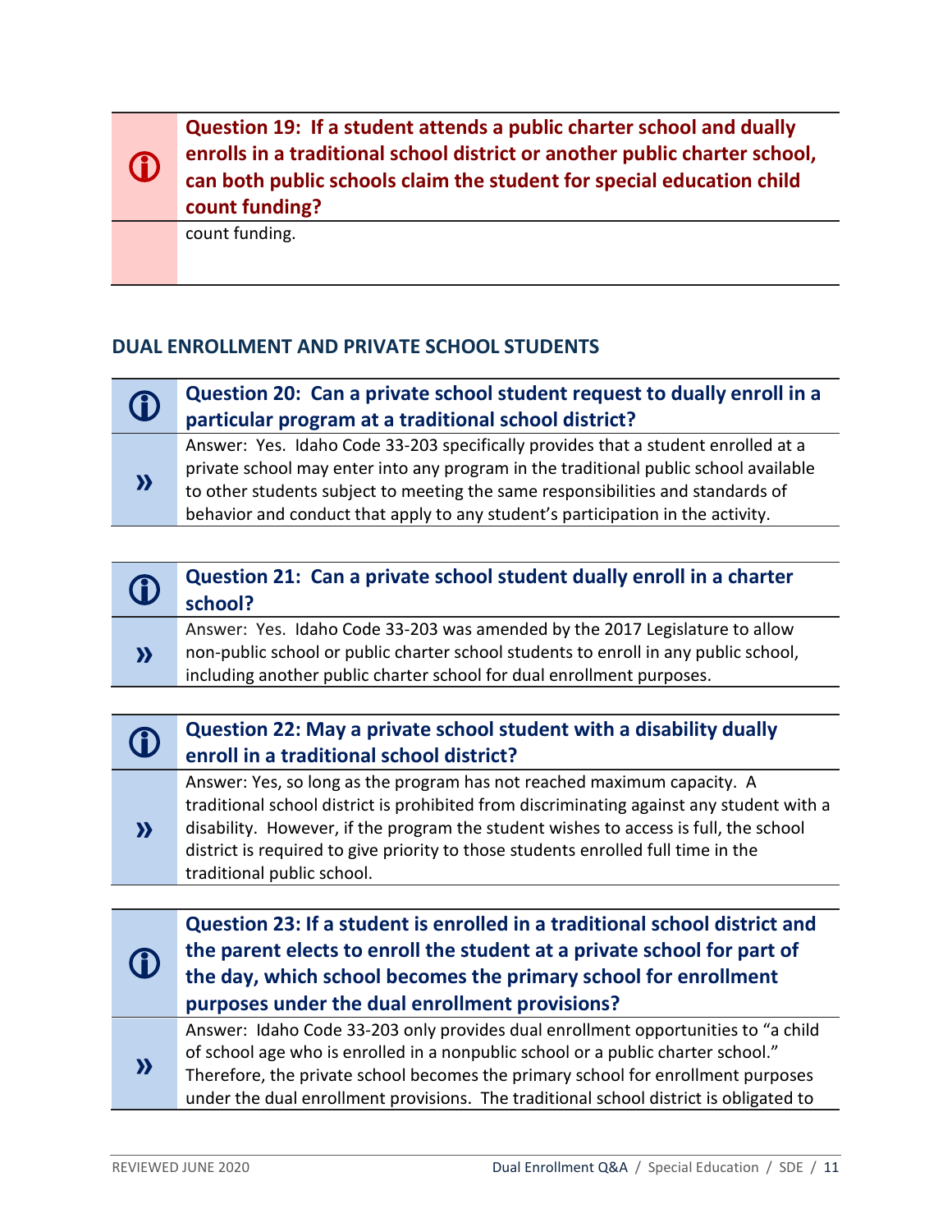**Question 19: If a student attends a public charter school and dually enrolls in a traditional school district or another public charter school, can both public schools claim the student for special education child count funding?**

count funding.

## DUAL ENROLLMENT AND PRIVATE SCHOOL STUDENTS

**Question 20: Can a private school student request to dually enroll in a particular program at a traditional school district?**

Answer: Yes. Idaho Code 33-203 specifically provides that a student enrolled at a private school may enter into any program in the traditional public school available to other students subject to meeting the same responsibilities and standards of behavior and conduct that apply to any student's participation in the activity.

**Question 21: Can a private school student dually enroll in a charter school?**

Answer: Yes. Idaho Code 33-203 was amended by the 2017 Legislature to allow non-public school or public charter school students to enroll in any public school, including another public charter school for dual enrollment purposes.

**Question 22: May a private school student with a disability dually enroll in a traditional school district?**

Answer: Yes, so long as the program has not reached maximum capacity. A traditional school district is prohibited from discriminating against any student with a disability. However, if the program the student wishes to access is full, the school district is required to give priority to those students enrolled full time in the traditional public school.

**Question 23: If a student is enrolled in a traditional school district and the parent elects to enroll the student at a private school for part of the day, which school becomes the primary school for enrollment purposes under the dual enrollment provisions?**

Answer: Idaho Code 33-203 only provides dual enrollment opportunities to "a child of school age who is enrolled in a nonpublic school or a public charter school." Therefore, the private school becomes the primary school for enrollment purposes under the dual enrollment provisions. The traditional school district is obligated to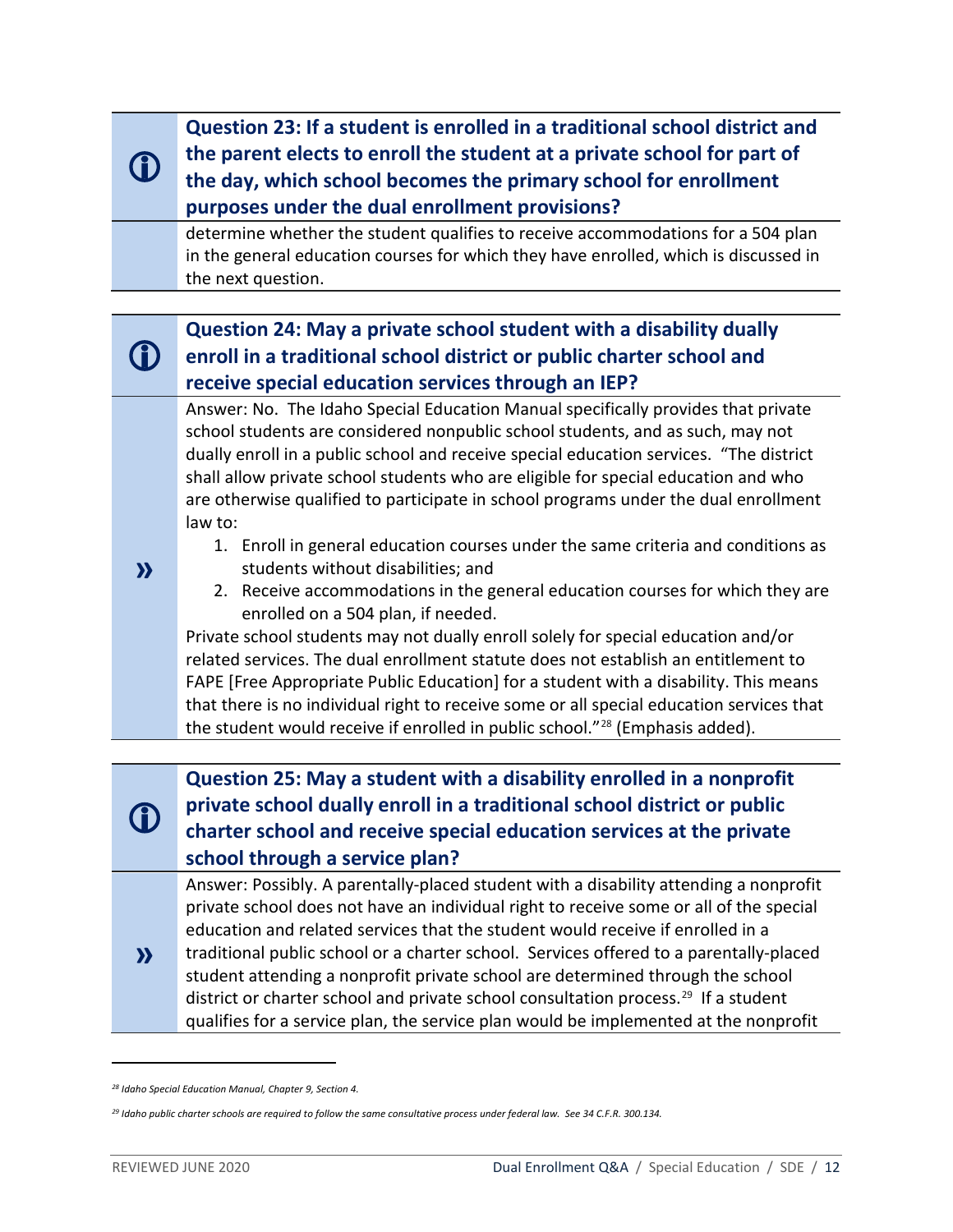### Question 23: If a student is enrolled in a traditional school district and the parent elects to enroll the student at a private school for part of the day, which school becomes the primary school for enrollment purposes under the dual enrollment provisions?

determine whether the student qualifies to receive accommodations for a 504 plan in the general education courses for which they have enrolled, which is discussed in the next question.

### Question 24: May a private school student with a disability dually enroll in a traditional school district or public charter school and receive special education services through an IEP?

Answer: No. The Idaho Special Education Manual specifically provides that private school students are considered nonpublic school students, and as such, may not dually enroll in a public school and receive special education services. "The district shall allow private school students who are eligible for special education and who are otherwise qualified to participate in school programs under the dual enrollment law to:

1. Enroll in general education courses under the same criteria and conditions as students without disabilities; and
2. Receive accommodations in the general education courses for which they are enrolled on a 504 plan, if needed.

Private school students may not dually enroll solely for special education and/or related services. The dual enrollment statute does not establish an entitlement to FAPE [Free Appropriate Public Education] for a student with a disability. This means that there is no individual right to receive some or all special education services that the student would receive if enrolled in public school."[28] (Emphasis added).

### Question 25: May a student with a disability enrolled in a nonprofit private school dually enroll in a traditional school district or public charter school and receive special education services at the private school through a service plan?

Answer: Possibly. A parentally-placed student with a disability attending a nonprofit private school does not have an individual right to receive some or all of the special education and related services that the student would receive if enrolled in a traditional public school or a charter school. Services offered to a parentally-placed student attending a nonprofit private school are determined through the school district or charter school and private school consultation process.[29] If a student qualifies for a service plan, the service plan would be implemented at the nonprofit

---

*[28] Idaho Special Education Manual, Chapter 9, Section 4.*

*[29] Idaho public charter schools are required to follow the same consultative process under federal law. See 34 C.F.R. 300.134.*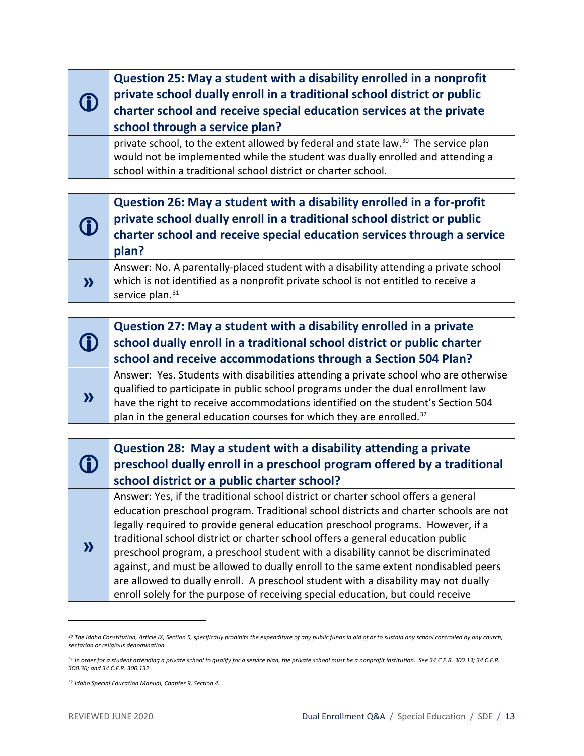**Question 25: May a student with a disability enrolled in a nonprofit private school dually enroll in a traditional school district or public charter school and receive special education services at the private school through a service plan?**

private school, to the extent allowed by federal and state law.[30] The service plan would not be implemented while the student was dually enrolled and attending a school within a traditional school district or charter school.

**Question 26: May a student with a disability enrolled in a for-profit private school dually enroll in a traditional school district or public charter school and receive special education services through a service plan?**

» Answer: No. A parentally-placed student with a disability attending a private school which is not identified as a nonprofit private school is not entitled to receive a service plan.[31]

**Question 27: May a student with a disability enrolled in a private school dually enroll in a traditional school district or public charter school and receive accommodations through a Section 504 Plan?**

» Answer: Yes. Students with disabilities attending a private school who are otherwise qualified to participate in public school programs under the dual enrollment law have the right to receive accommodations identified on the student's Section 504 plan in the general education courses for which they are enrolled.[32]

**Question 28: May a student with a disability attending a private preschool dually enroll in a preschool program offered by a traditional school district or a public charter school?**

» Answer: Yes, if the traditional school district or charter school offers a general education preschool program. Traditional school districts and charter schools are not legally required to provide general education preschool programs. However, if a traditional school district or charter school offers a general education public preschool program, a preschool student with a disability cannot be discriminated against, and must be allowed to dually enroll to the same extent nondisabled peers are allowed to dually enroll. A preschool student with a disability may not dually enroll solely for the purpose of receiving special education, but could receive

---

*[30] The Idaho Constitution, Article IX, Section 5, specifically prohibits the expenditure of any public funds in aid of or to sustain any school controlled by any church, sectarian or religious denomination.*

*[31] In order for a student attending a private school to qualify for a service plan, the private school must be a nonprofit institution. See 34 C.F.R. 300.13; 34 C.F.R. 300.36; and 34 C.F.R. 300.132.*

*[32] Idaho Special Education Manual, Chapter 9, Section 4.*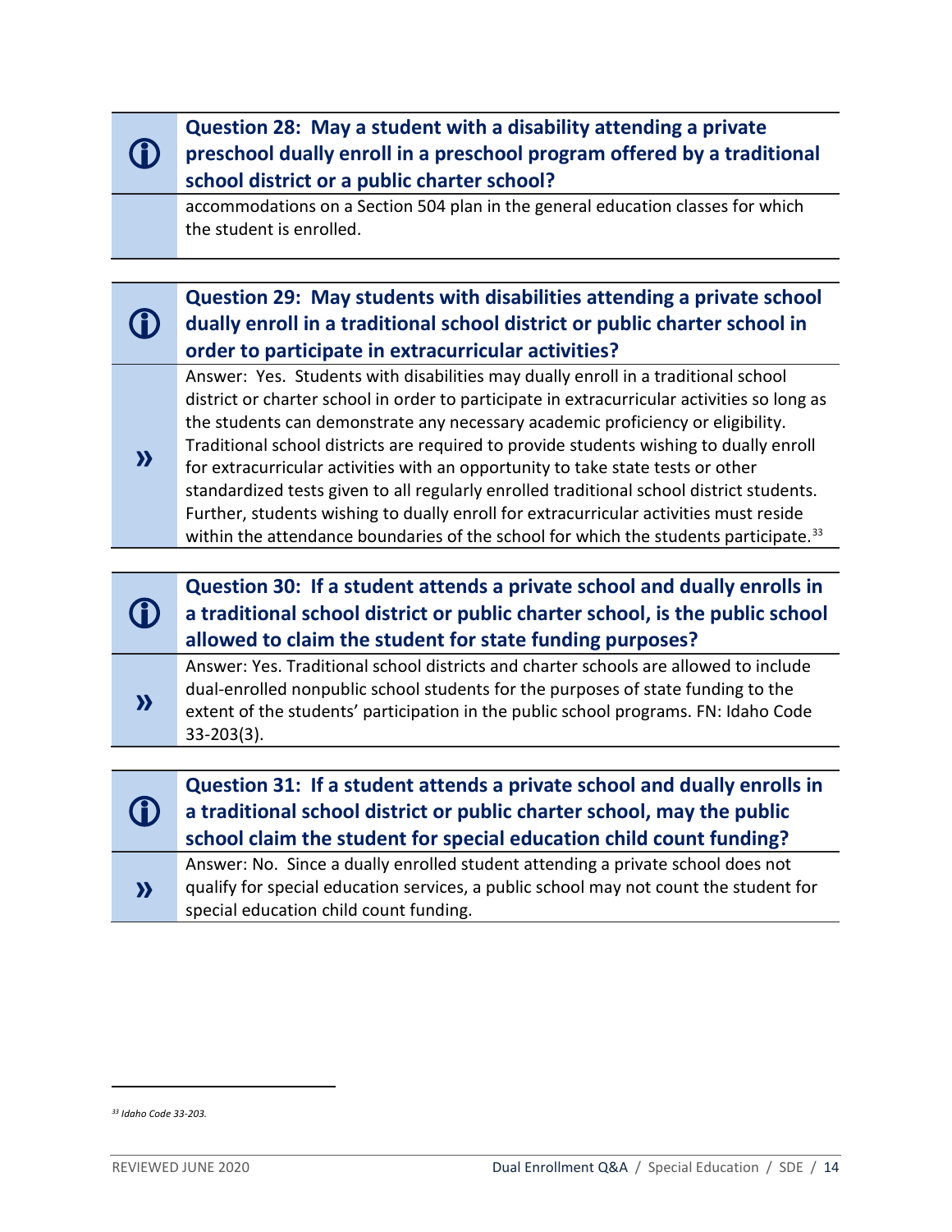### Question 28: May a student with a disability attending a private preschool dually enroll in a preschool program offered by a traditional school district or a public charter school?

accommodations on a Section 504 plan in the general education classes for which the student is enrolled.

### Question 29: May students with disabilities attending a private school dually enroll in a traditional school district or public charter school in order to participate in extracurricular activities?

Answer: Yes. Students with disabilities may dually enroll in a traditional school district or charter school in order to participate in extracurricular activities so long as the students can demonstrate any necessary academic proficiency or eligibility. Traditional school districts are required to provide students wishing to dually enroll for extracurricular activities with an opportunity to take state tests or other standardized tests given to all regularly enrolled traditional school district students. Further, students wishing to dually enroll for extracurricular activities must reside within the attendance boundaries of the school for which the students participate.[33]

### Question 30: If a student attends a private school and dually enrolls in a traditional school district or public charter school, is the public school allowed to claim the student for state funding purposes?

Answer: Yes. Traditional school districts and charter schools are allowed to include dual-enrolled nonpublic school students for the purposes of state funding to the extent of the students' participation in the public school programs. FN: Idaho Code 33-203(3).

### Question 31: If a student attends a private school and dually enrolls in a traditional school district or public charter school, may the public school claim the student for special education child count funding?

Answer: No. Since a dually enrolled student attending a private school does not qualify for special education services, a public school may not count the student for special education child count funding.

---

[33] *Idaho Code 33-203.*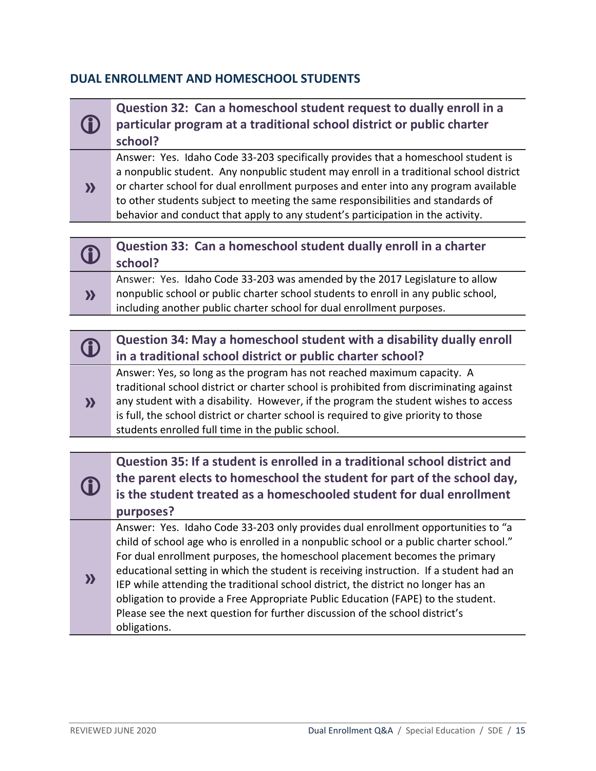## DUAL ENROLLMENT AND HOMESCHOOL STUDENTS

### Question 32: Can a homeschool student request to dually enroll in a particular program at a traditional school district or public charter school?

Answer: Yes. Idaho Code 33-203 specifically provides that a homeschool student is a nonpublic student. Any nonpublic student may enroll in a traditional school district or charter school for dual enrollment purposes and enter into any program available to other students subject to meeting the same responsibilities and standards of behavior and conduct that apply to any student's participation in the activity.

### Question 33: Can a homeschool student dually enroll in a charter school?

Answer: Yes. Idaho Code 33-203 was amended by the 2017 Legislature to allow nonpublic school or public charter school students to enroll in any public school, including another public charter school for dual enrollment purposes.

### Question 34: May a homeschool student with a disability dually enroll in a traditional school district or public charter school?

Answer: Yes, so long as the program has not reached maximum capacity. A traditional school district or charter school is prohibited from discriminating against any student with a disability. However, if the program the student wishes to access is full, the school district or charter school is required to give priority to those students enrolled full time in the public school.

### Question 35: If a student is enrolled in a traditional school district and the parent elects to homeschool the student for part of the school day, is the student treated as a homeschooled student for dual enrollment purposes?

Answer: Yes. Idaho Code 33-203 only provides dual enrollment opportunities to "a child of school age who is enrolled in a nonpublic school or a public charter school." For dual enrollment purposes, the homeschool placement becomes the primary educational setting in which the student is receiving instruction. If a student had an IEP while attending the traditional school district, the district no longer has an obligation to provide a Free Appropriate Public Education (FAPE) to the student. Please see the next question for further discussion of the school district's obligations.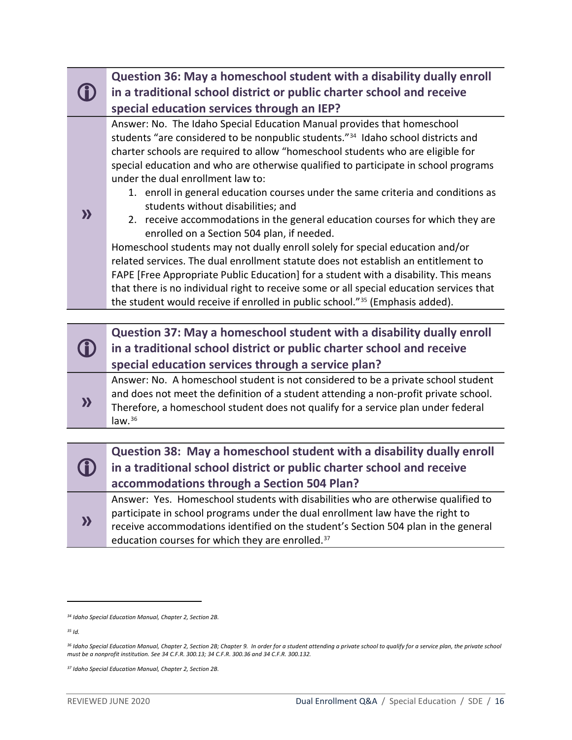### Question 36: May a homeschool student with a disability dually enroll in a traditional school district or public charter school and receive special education services through an IEP?

Answer: No. The Idaho Special Education Manual provides that homeschool students "are considered to be nonpublic students."[34] Idaho school districts and charter schools are required to allow "homeschool students who are eligible for special education and who are otherwise qualified to participate in school programs under the dual enrollment law to:

1. enroll in general education courses under the same criteria and conditions as students without disabilities; and
2. receive accommodations in the general education courses for which they are enrolled on a Section 504 plan, if needed.

Homeschool students may not dually enroll solely for special education and/or related services. The dual enrollment statute does not establish an entitlement to FAPE [Free Appropriate Public Education] for a student with a disability. This means that there is no individual right to receive some or all special education services that the student would receive if enrolled in public school."[35] (Emphasis added).

### Question 37: May a homeschool student with a disability dually enroll in a traditional school district or public charter school and receive special education services through a service plan?

Answer: No. A homeschool student is not considered to be a private school student and does not meet the definition of a student attending a non-profit private school. Therefore, a homeschool student does not qualify for a service plan under federal law.[36]

### Question 38: May a homeschool student with a disability dually enroll in a traditional school district or public charter school and receive accommodations through a Section 504 Plan?

Answer: Yes. Homeschool students with disabilities who are otherwise qualified to participate in school programs under the dual enrollment law have the right to receive accommodations identified on the student's Section 504 plan in the general education courses for which they are enrolled.[37]

---

[34] *Idaho Special Education Manual, Chapter 2, Section 2B.*

[35] *Id.*

[36] *Idaho Special Education Manual, Chapter 2, Section 2B; Chapter 9. In order for a student attending a private school to qualify for a service plan, the private school must be a nonprofit institution. See 34 C.F.R. 300.13; 34 C.F.R. 300.36 and 34 C.F.R. 300.132.*

[37] *Idaho Special Education Manual, Chapter 2, Section 2B.*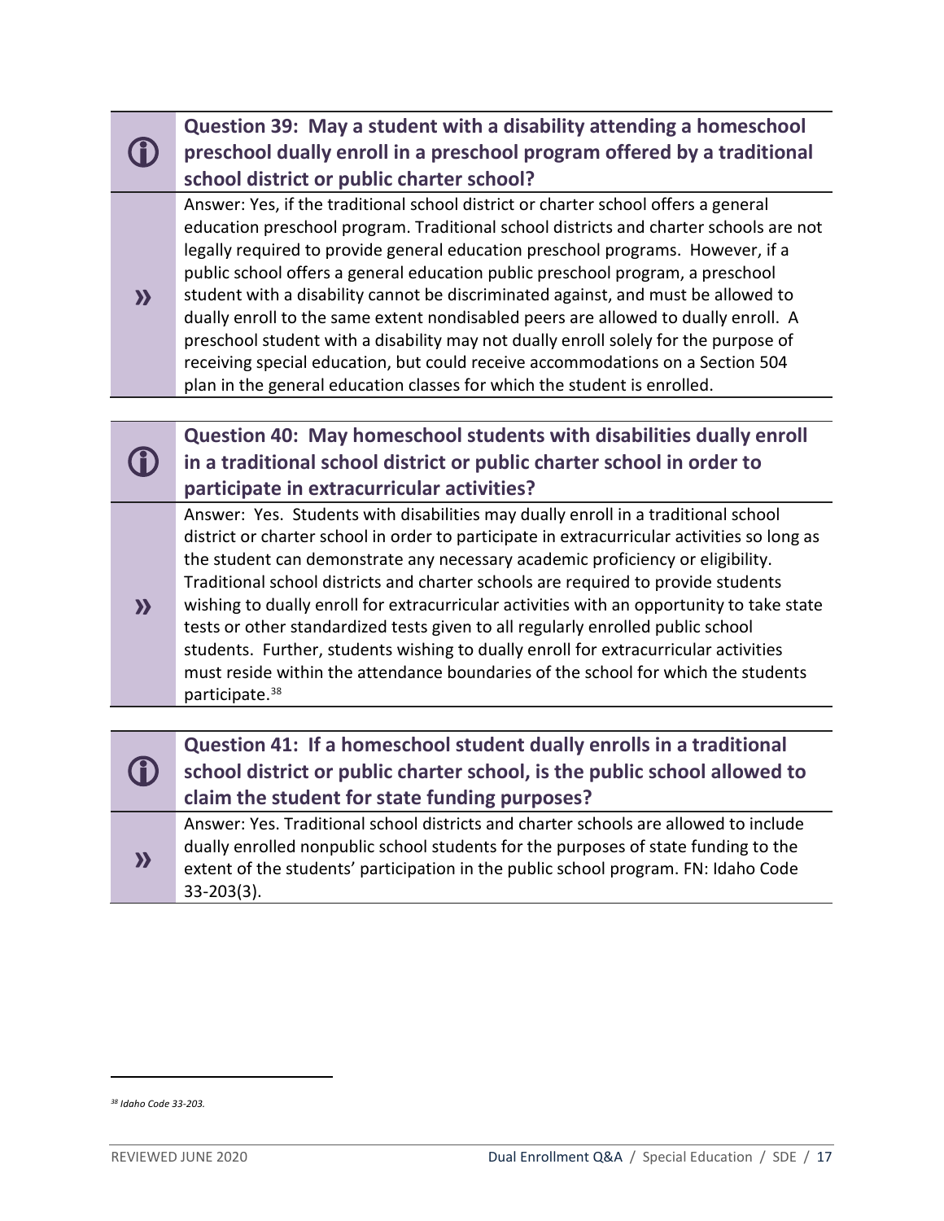### Question 39: May a student with a disability attending a homeschool preschool dually enroll in a preschool program offered by a traditional school district or public charter school?

Answer: Yes, if the traditional school district or charter school offers a general education preschool program. Traditional school districts and charter schools are not legally required to provide general education preschool programs. However, if a public school offers a general education public preschool program, a preschool student with a disability cannot be discriminated against, and must be allowed to dually enroll to the same extent nondisabled peers are allowed to dually enroll. A preschool student with a disability may not dually enroll solely for the purpose of receiving special education, but could receive accommodations on a Section 504 plan in the general education classes for which the student is enrolled.

### Question 40: May homeschool students with disabilities dually enroll in a traditional school district or public charter school in order to participate in extracurricular activities?

Answer: Yes. Students with disabilities may dually enroll in a traditional school district or charter school in order to participate in extracurricular activities so long as the student can demonstrate any necessary academic proficiency or eligibility. Traditional school districts and charter schools are required to provide students wishing to dually enroll for extracurricular activities with an opportunity to take state tests or other standardized tests given to all regularly enrolled public school students. Further, students wishing to dually enroll for extracurricular activities must reside within the attendance boundaries of the school for which the students participate.[38]

### Question 41: If a homeschool student dually enrolls in a traditional school district or public charter school, is the public school allowed to claim the student for state funding purposes?

Answer: Yes. Traditional school districts and charter schools are allowed to include dually enrolled nonpublic school students for the purposes of state funding to the extent of the students' participation in the public school program. FN: Idaho Code 33-203(3).

---

[38] *Idaho Code 33-203.*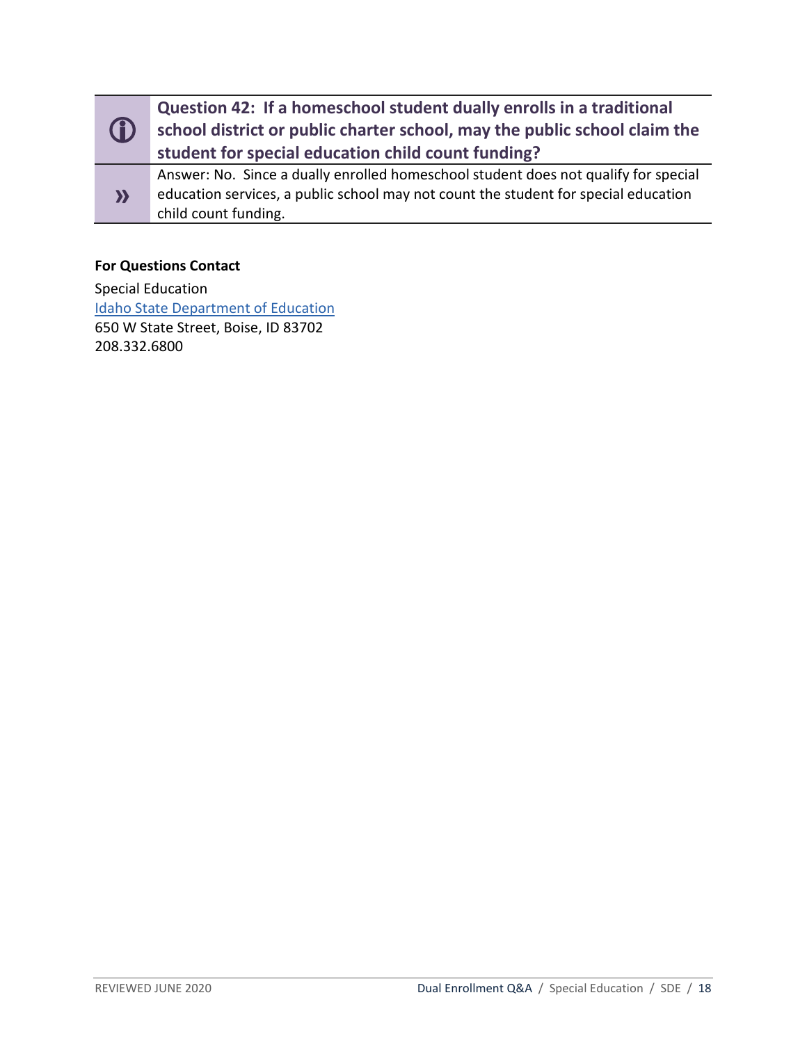### Question 42: If a homeschool student dually enrolls in a traditional school district or public charter school, may the public school claim the student for special education child count funding?

Answer: No. Since a dually enrolled homeschool student does not qualify for special education services, a public school may not count the student for special education child count funding.

**For Questions Contact**

Special Education
Idaho State Department of Education
650 W State Street, Boise, ID 83702
208.332.6800